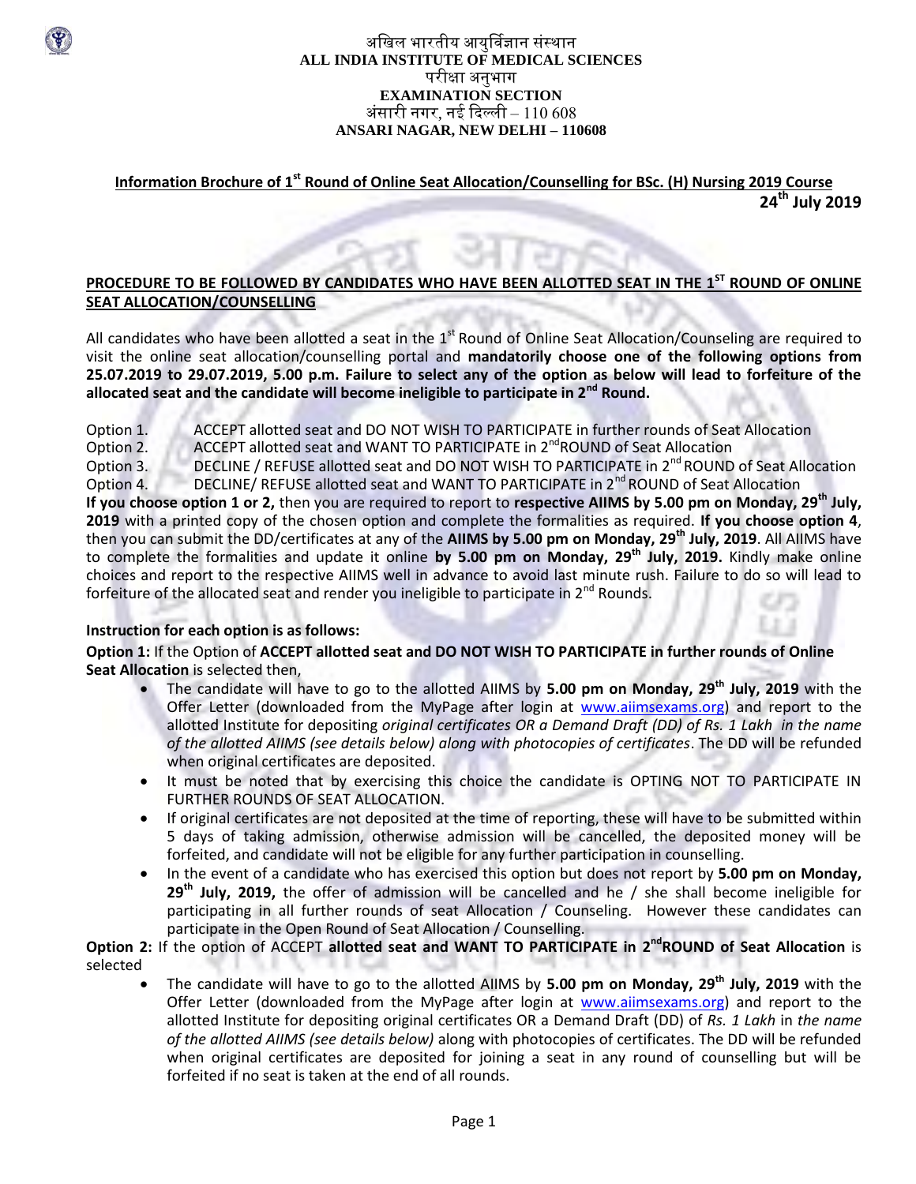अखिल भारतीय आयुर्विज्ञान संस्थान
**ALL INDIA INSTITUTE OF MEDICAL SCIENCES**
परीक्षा अनुभाग
**EXAMINATION SECTION**
अंसारी नगर, नई दिल्ली – 110 608
**ANSARI NAGAR, NEW DELHI – 110608**

**Information Brochure of 1st Round of Online Seat Allocation/Counselling for BSc. (H) Nursing 2019 Course**

**24th July 2019**

## PROCEDURE TO BE FOLLOWED BY CANDIDATES WHO HAVE BEEN ALLOTTED SEAT IN THE 1ST ROUND OF ONLINE SEAT ALLOCATION/COUNSELLING

All candidates who have been allotted a seat in the 1st Round of Online Seat Allocation/Counseling are required to visit the online seat allocation/counselling portal and **mandatorily choose one of the following options from 25.07.2019 to 29.07.2019, 5.00 p.m. Failure to select any of the option as below will lead to forfeiture of the allocated seat and the candidate will become ineligible to participate in 2nd Round.**

Option 1. ACCEPT allotted seat and DO NOT WISH TO PARTICIPATE in further rounds of Seat Allocation
Option 2. ACCEPT allotted seat and WANT TO PARTICIPATE in 2nd ROUND of Seat Allocation
Option 3. DECLINE / REFUSE allotted seat and DO NOT WISH TO PARTICIPATE in 2nd ROUND of Seat Allocation
Option 4. DECLINE/ REFUSE allotted seat and WANT TO PARTICIPATE in 2nd ROUND of Seat Allocation

**If you choose option 1 or 2,** then you are required to report to **respective AIIMS by 5.00 pm on Monday, 29th July, 2019** with a printed copy of the chosen option and complete the formalities as required. **If you choose option 4**, then you can submit the DD/certificates at any of the **AIIMS by 5.00 pm on Monday, 29th July, 2019**. All AIIMS have to complete the formalities and update it online **by 5.00 pm on Monday, 29th July, 2019.** Kindly make online choices and report to the respective AIIMS well in advance to avoid last minute rush. Failure to do so will lead to forfeiture of the allocated seat and render you ineligible to participate in 2nd Rounds.

**Instruction for each option is as follows:**

**Option 1:** If the Option of **ACCEPT allotted seat and DO NOT WISH TO PARTICIPATE in further rounds of Online Seat Allocation** is selected then,

- The candidate will have to go to the allotted AIIMS by **5.00 pm on Monday, 29th July, 2019** with the Offer Letter (downloaded from the MyPage after login at www.aiimsexams.org) and report to the allotted Institute for depositing *original certificates OR a Demand Draft (DD) of Rs. 1 Lakh in the name of the allotted AIIMS (see details below) along with photocopies of certificates*. The DD will be refunded when original certificates are deposited.
- It must be noted that by exercising this choice the candidate is OPTING NOT TO PARTICIPATE IN FURTHER ROUNDS OF SEAT ALLOCATION.
- If original certificates are not deposited at the time of reporting, these will have to be submitted within 5 days of taking admission, otherwise admission will be cancelled, the deposited money will be forfeited, and candidate will not be eligible for any further participation in counselling.
- In the event of a candidate who has exercised this option but does not report by **5.00 pm on Monday, 29th July, 2019,** the offer of admission will be cancelled and he / she shall become ineligible for participating in all further rounds of seat Allocation / Counseling. However these candidates can participate in the Open Round of Seat Allocation / Counselling.

**Option 2:** If the option of ACCEPT **allotted seat and WANT TO PARTICIPATE in 2nd ROUND of Seat Allocation** is selected

- The candidate will have to go to the allotted AIIMS by **5.00 pm on Monday, 29th July, 2019** with the Offer Letter (downloaded from the MyPage after login at www.aiimsexams.org) and report to the allotted Institute for depositing original certificates OR a Demand Draft (DD) of *Rs. 1 Lakh* in *the name of the allotted AIIMS (see details below)* along with photocopies of certificates. The DD will be refunded when original certificates are deposited for joining a seat in any round of counselling but will be forfeited if no seat is taken at the end of all rounds.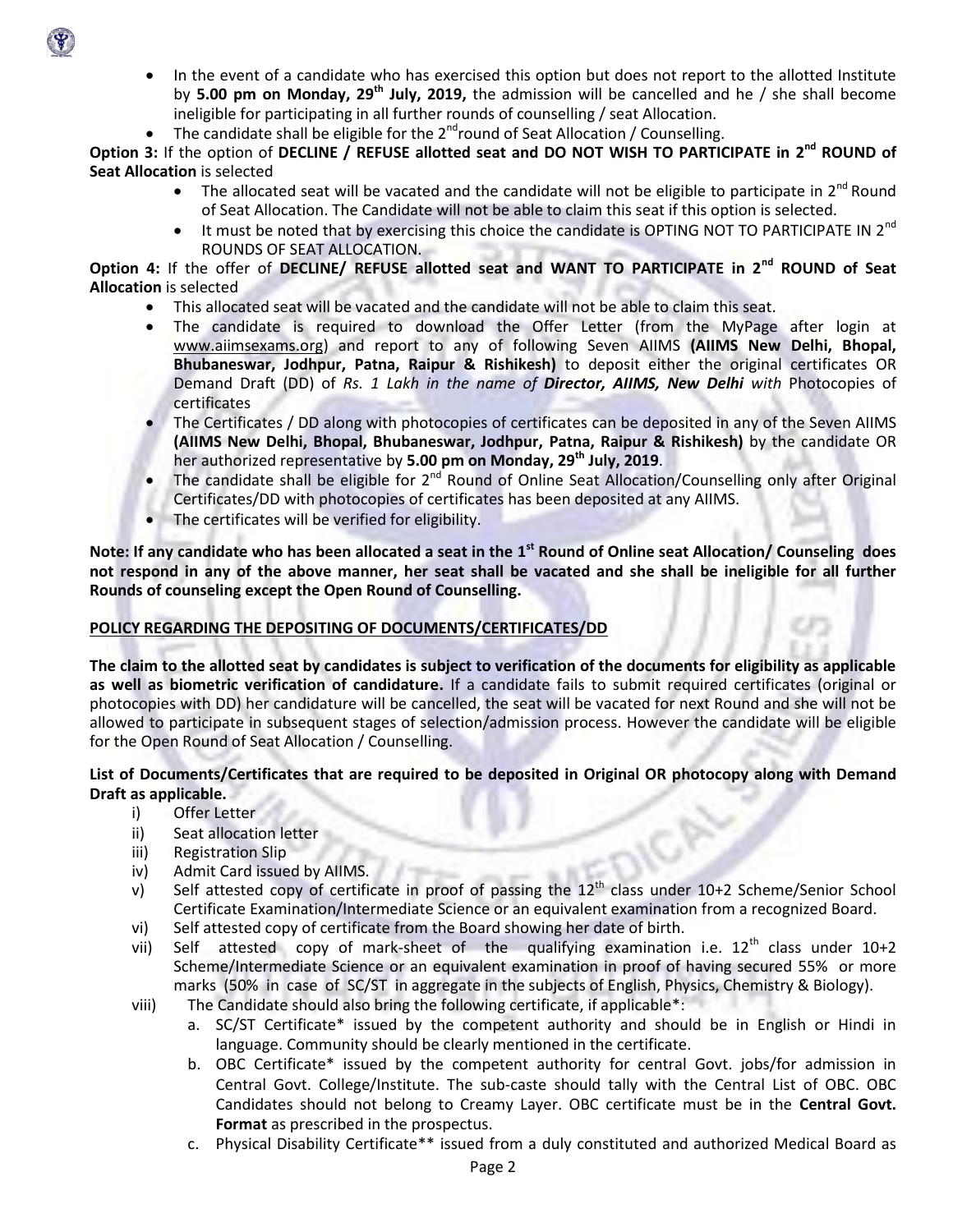- In the event of a candidate who has exercised this option but does not report to the allotted Institute by **5.00 pm on Monday, 29th July, 2019,** the admission will be cancelled and he / she shall become ineligible for participating in all further rounds of counselling / seat Allocation.
- The candidate shall be eligible for the 2nd round of Seat Allocation / Counselling.

**Option 3:** If the option of **DECLINE / REFUSE allotted seat and DO NOT WISH TO PARTICIPATE in 2nd ROUND of Seat Allocation** is selected

- The allocated seat will be vacated and the candidate will not be eligible to participate in 2nd Round of Seat Allocation. The Candidate will not be able to claim this seat if this option is selected.
- It must be noted that by exercising this choice the candidate is OPTING NOT TO PARTICIPATE IN 2nd ROUNDS OF SEAT ALLOCATION.

**Option 4:** If the offer of **DECLINE/ REFUSE allotted seat and WANT TO PARTICIPATE in 2nd ROUND of Seat Allocation** is selected

- This allocated seat will be vacated and the candidate will not be able to claim this seat.
- The candidate is required to download the Offer Letter (from the MyPage after login at www.aiimsexams.org) and report to any of following Seven AIIMS **(AIIMS New Delhi, Bhopal, Bhubaneswar, Jodhpur, Patna, Raipur & Rishikesh)** to deposit either the original certificates OR Demand Draft (DD) of *Rs. 1 Lakh in the name of* ***Director, AIIMS, New Delhi*** *with* Photocopies of certificates
- The Certificates / DD along with photocopies of certificates can be deposited in any of the Seven AIIMS **(AIIMS New Delhi, Bhopal, Bhubaneswar, Jodhpur, Patna, Raipur & Rishikesh)** by the candidate OR her authorized representative by **5.00 pm on Monday, 29th July, 2019**.
- The candidate shall be eligible for 2nd Round of Online Seat Allocation/Counselling only after Original Certificates/DD with photocopies of certificates has been deposited at any AIIMS.
- The certificates will be verified for eligibility.

**Note: If any candidate who has been allocated a seat in the 1st Round of Online seat Allocation/ Counseling does not respond in any of the above manner, her seat shall be vacated and she shall be ineligible for all further Rounds of counseling except the Open Round of Counselling.**

**POLICY REGARDING THE DEPOSITING OF DOCUMENTS/CERTIFICATES/DD**

**The claim to the allotted seat by candidates is subject to verification of the documents for eligibility as applicable as well as biometric verification of candidature.** If a candidate fails to submit required certificates (original or photocopies with DD) her candidature will be cancelled, the seat will be vacated for next Round and she will not be allowed to participate in subsequent stages of selection/admission process. However the candidate will be eligible for the Open Round of Seat Allocation / Counselling.

**List of Documents/Certificates that are required to be deposited in Original OR photocopy along with Demand Draft as applicable.**

i) Offer Letter
ii) Seat allocation letter
iii) Registration Slip
iv) Admit Card issued by AIIMS.
v) Self attested copy of certificate in proof of passing the 12th class under 10+2 Scheme/Senior School Certificate Examination/Intermediate Science or an equivalent examination from a recognized Board.
vi) Self attested copy of certificate from the Board showing her date of birth.
vii) Self attested copy of mark-sheet of the qualifying examination i.e. 12th class under 10+2 Scheme/Intermediate Science or an equivalent examination in proof of having secured 55% or more marks (50% in case of SC/ST in aggregate in the subjects of English, Physics, Chemistry & Biology).
viii) The Candidate should also bring the following certificate, if applicable*:
   a. SC/ST Certificate* issued by the competent authority and should be in English or Hindi in language. Community should be clearly mentioned in the certificate.
   b. OBC Certificate* issued by the competent authority for central Govt. jobs/for admission in Central Govt. College/Institute. The sub-caste should tally with the Central List of OBC. OBC Candidates should not belong to Creamy Layer. OBC certificate must be in the **Central Govt. Format** as prescribed in the prospectus.
   c. Physical Disability Certificate** issued from a duly constituted and authorized Medical Board as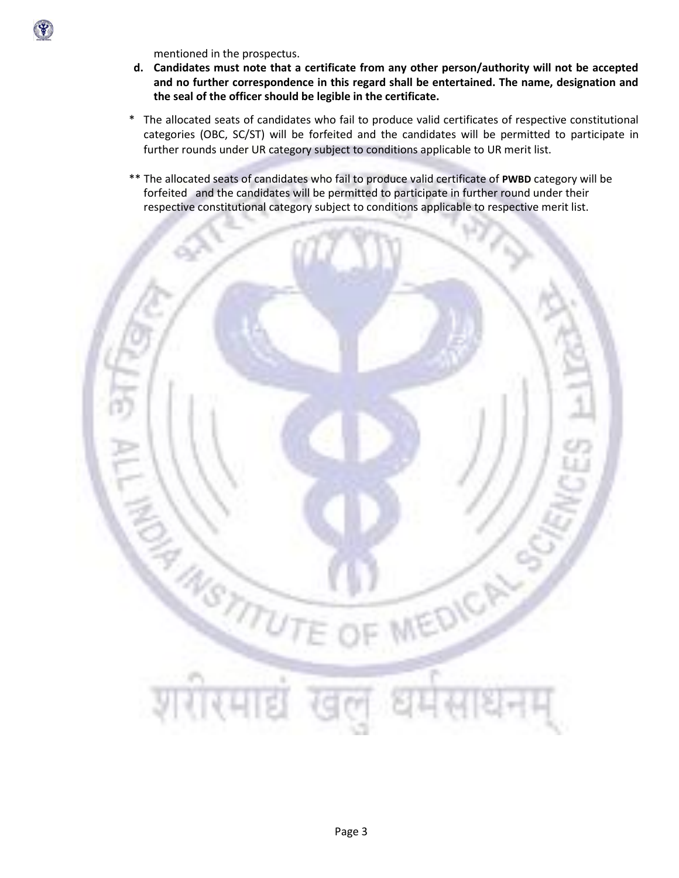mentioned in the prospectus.

**d. Candidates must note that a certificate from any other person/authority will not be accepted and no further correspondence in this regard shall be entertained. The name, designation and the seal of the officer should be legible in the certificate.**

\* The allocated seats of candidates who fail to produce valid certificates of respective constitutional categories (OBC, SC/ST) will be forfeited and the candidates will be permitted to participate in further rounds under UR category subject to conditions applicable to UR merit list.

\*\* The allocated seats of candidates who fail to produce valid certificate of **PWBD** category will be forfeited and the candidates will be permitted to participate in further round under their respective constitutional category subject to conditions applicable to respective merit list.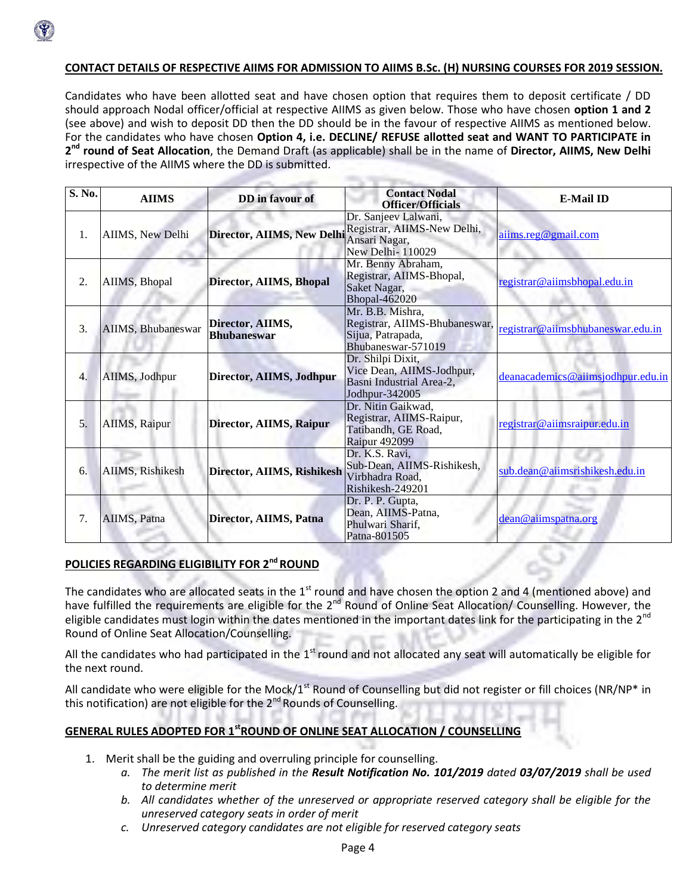## CONTACT DETAILS OF RESPECTIVE AIIMS FOR ADMISSION TO AIIMS B.Sc. (H) NURSING COURSES FOR 2019 SESSION.

Candidates who have been allotted seat and have chosen option that requires them to deposit certificate / DD should approach Nodal officer/official at respective AIIMS as given below. Those who have chosen **option 1 and 2** (see above) and wish to deposit DD then the DD should be in the favour of respective AIIMS as mentioned below. For the candidates who have chosen **Option 4, i.e. DECLINE/ REFUSE allotted seat and WANT TO PARTICIPATE in 2nd round of Seat Allocation**, the Demand Draft (as applicable) shall be in the name of **Director, AIIMS, New Delhi** irrespective of the AIIMS where the DD is submitted.

| S. No. | AIIMS | DD in favour of | Contact Nodal Officer/Officials | E-Mail ID |
|---|---|---|---|---|
| 1. | AIIMS, New Delhi | **Director, AIIMS, New Delhi** | Dr. Sanjeev Lalwani, Registrar, AIIMS-New Delhi, Ansari Nagar, New Delhi- 110029 | aiims.reg@gmail.com |
| 2. | AIIMS, Bhopal | **Director, AIIMS, Bhopal** | Mr. Benny Abraham, Registrar, AIIMS-Bhopal, Saket Nagar, Bhopal-462020 | registrar@aiimsbhopal.edu.in |
| 3. | AIIMS, Bhubaneswar | **Director, AIIMS, Bhubaneswar** | Mr. B.B. Mishra, Registrar, AIIMS-Bhubaneswar, Sijua, Patrapada, Bhubaneswar-571019 | registrar@aiimsbhubaneswar.edu.in |
| 4. | AIIMS, Jodhpur | **Director, AIIMS, Jodhpur** | Dr. Shilpi Dixit, Vice Dean, AIIMS-Jodhpur, Basni Industrial Area-2, Jodhpur-342005 | deanacademics@aiimsjodhpur.edu.in |
| 5. | AIIMS, Raipur | **Director, AIIMS, Raipur** | Dr. Nitin Gaikwad, Registrar, AIIMS-Raipur, Tatibandh, GE Road, Raipur 492099 | registrar@aiimsraipur.edu.in |
| 6. | AIIMS, Rishikesh | **Director, AIIMS, Rishikesh** | Dr. K.S. Ravi, Sub-Dean, AIIMS-Rishikesh, Virbhadra Road, Rishikesh-249201 | sub.dean@aiimsrishikesh.edu.in |
| 7. | AIIMS, Patna | **Director, AIIMS, Patna** | Dr. P. P. Gupta, Dean, AIIMS-Patna, Phulwari Sharif, Patna-801505 | dean@aiimspatna.org |

## POLICIES REGARDING ELIGIBILITY FOR 2nd ROUND

The candidates who are allocated seats in the 1st round and have chosen the option 2 and 4 (mentioned above) and have fulfilled the requirements are eligible for the 2nd Round of Online Seat Allocation/ Counselling. However, the eligible candidates must login within the dates mentioned in the important dates link for the participating in the 2nd Round of Online Seat Allocation/Counselling.

All the candidates who had participated in the 1st round and not allocated any seat will automatically be eligible for the next round.

All candidate who were eligible for the Mock/1st Round of Counselling but did not register or fill choices (NR/NP* in this notification) are not eligible for the 2nd Rounds of Counselling.

## GENERAL RULES ADOPTED FOR 1st ROUND OF ONLINE SEAT ALLOCATION / COUNSELLING

1. Merit shall be the guiding and overruling principle for counselling.
   a. *The merit list as published in the **Result Notification No. 101/2019** dated **03/07/2019** shall be used to determine merit*
   b. *All candidates whether of the unreserved or appropriate reserved category shall be eligible for the unreserved category seats in order of merit*
   c. *Unreserved category candidates are not eligible for reserved category seats*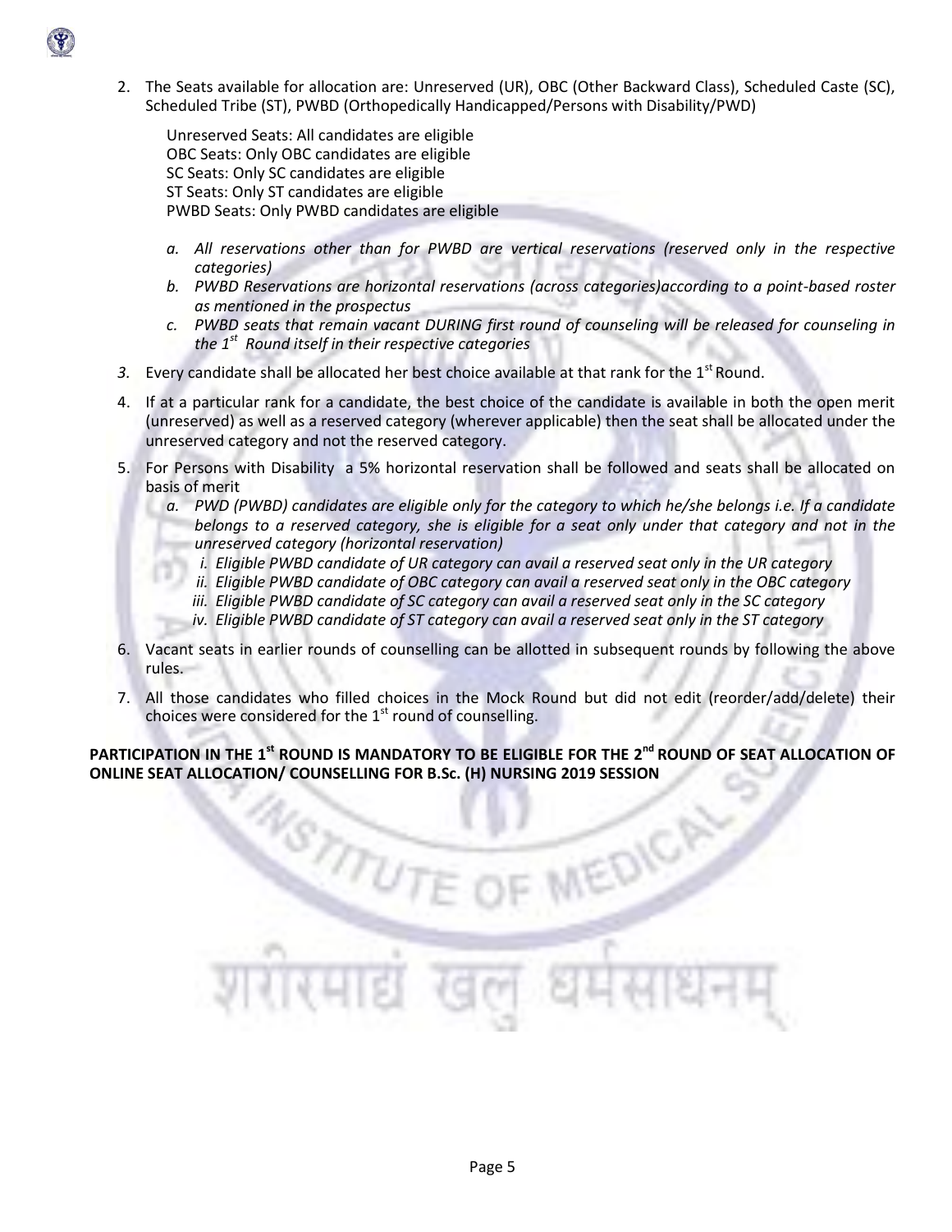2. The Seats available for allocation are: Unreserved (UR), OBC (Other Backward Class), Scheduled Caste (SC), Scheduled Tribe (ST), PWBD (Orthopedically Handicapped/Persons with Disability/PWD)

   Unreserved Seats: All candidates are eligible
   OBC Seats: Only OBC candidates are eligible
   SC Seats: Only SC candidates are eligible
   ST Seats: Only ST candidates are eligible
   PWBD Seats: Only PWBD candidates are eligible

   a. *All reservations other than for PWBD are vertical reservations (reserved only in the respective categories)*
   b. *PWBD Reservations are horizontal reservations (across categories)according to a point-based roster as mentioned in the prospectus*
   c. *PWBD seats that remain vacant DURING first round of counseling will be released for counseling in the 1st Round itself in their respective categories*

3. Every candidate shall be allocated her best choice available at that rank for the 1st Round.

4. If at a particular rank for a candidate, the best choice of the candidate is available in both the open merit (unreserved) as well as a reserved category (wherever applicable) then the seat shall be allocated under the unreserved category and not the reserved category.

5. For Persons with Disability a 5% horizontal reservation shall be followed and seats shall be allocated on basis of merit
   a. *PWD (PWBD) candidates are eligible only for the category to which he/she belongs i.e. If a candidate belongs to a reserved category, she is eligible for a seat only under that category and not in the unreserved category (horizontal reservation)*
      i. *Eligible PWBD candidate of UR category can avail a reserved seat only in the UR category*
      ii. *Eligible PWBD candidate of OBC category can avail a reserved seat only in the OBC category*
      iii. *Eligible PWBD candidate of SC category can avail a reserved seat only in the SC category*
      iv. *Eligible PWBD candidate of ST category can avail a reserved seat only in the ST category*

6. Vacant seats in earlier rounds of counselling can be allotted in subsequent rounds by following the above rules.

7. All those candidates who filled choices in the Mock Round but did not edit (reorder/add/delete) their choices were considered for the 1st round of counselling.

**PARTICIPATION IN THE 1st ROUND IS MANDATORY TO BE ELIGIBLE FOR THE 2nd ROUND OF SEAT ALLOCATION OF ONLINE SEAT ALLOCATION/ COUNSELLING FOR B.Sc. (H) NURSING 2019 SESSION**